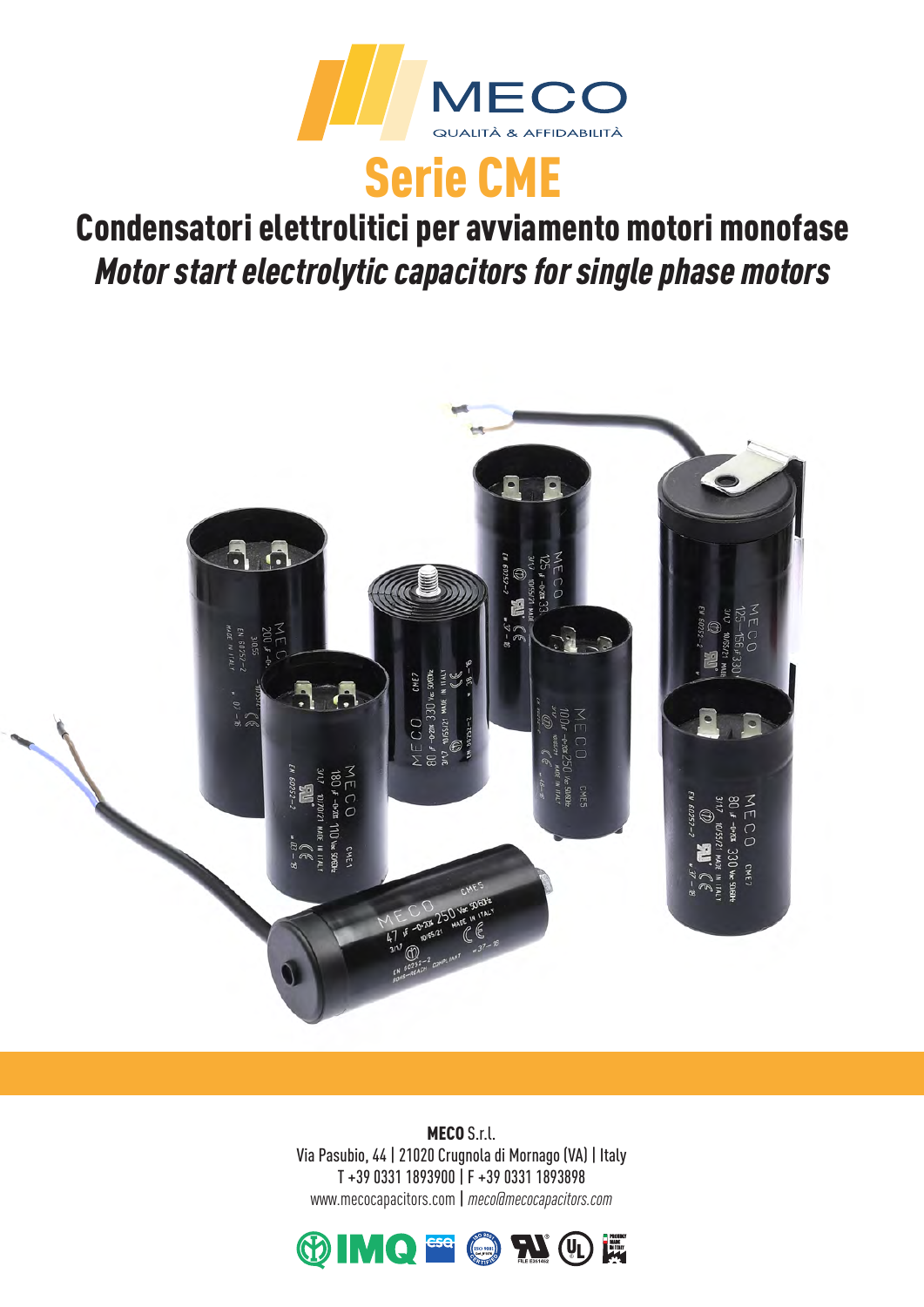MECO

QUALITÀ & AFFIDABILITÀ

# Serie CME

## Condensatori elettrolitici per avviamento motori monofase

## *Motor start electrolytic capacitors for single phase motors*

**MECO** S.r.l.
Via Pasubio, 44 | 21020 Crugnola di Mornago (VA) | Italy
T +39 0331 1893900 | F +39 0331 1893898
www.mecocapacitors.com | *meco@mecocapacitors.com*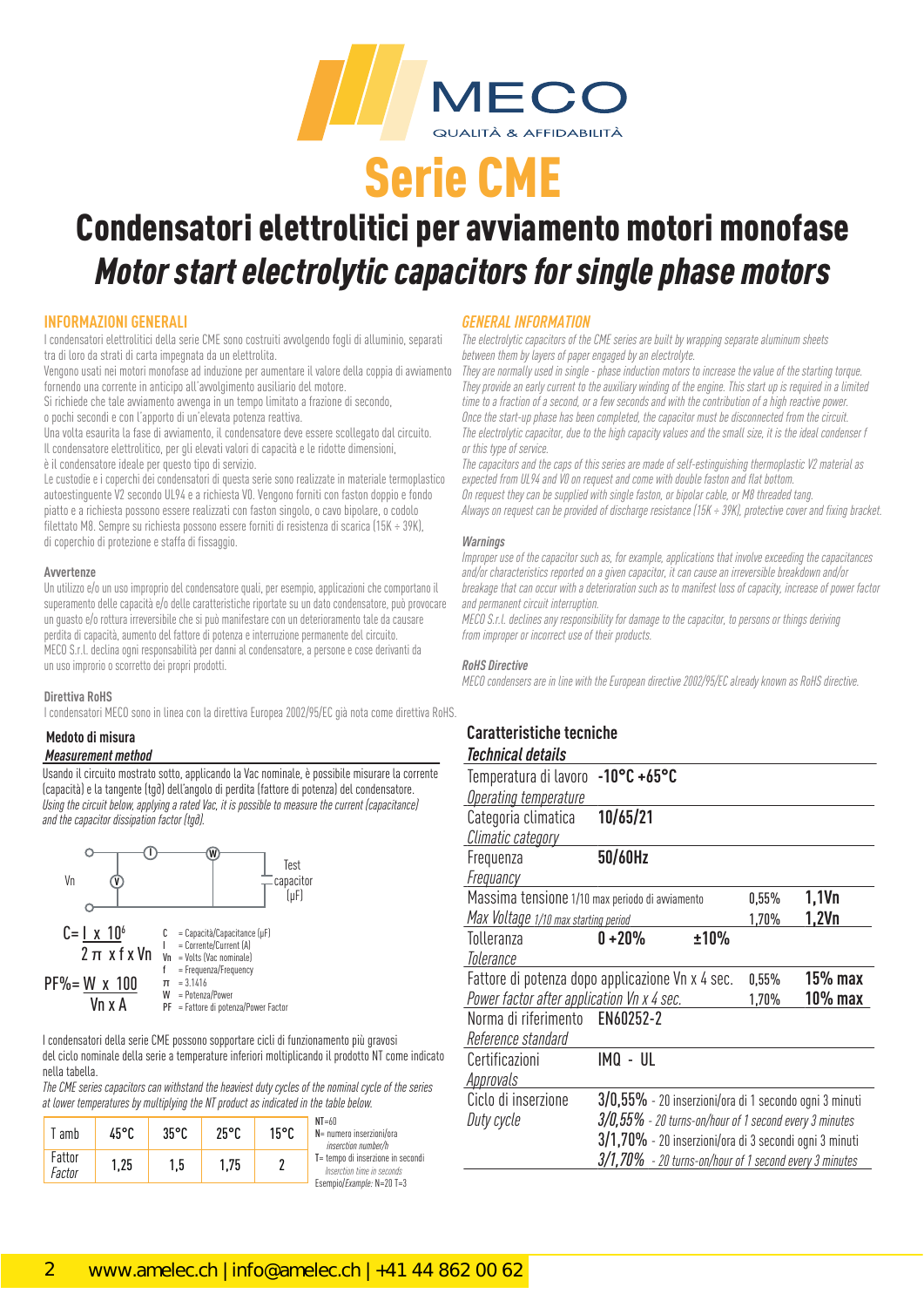MECO

QUALITÀ & AFFIDABILITÀ

# Serie CME

## Condensatori elettrolitici per avviamento motori monofase
## *Motor start electrolytic capacitors for single phase motors*

### INFORMAZIONI GENERALI

I condensatori elettrolitici della serie CME sono costruiti avvolgendo fogli di alluminio, separati tra di loro da strati di carta impegnata da un elettrolita.

Vengono usati nei motori monofase ad induzione per aumentare il valore della coppia di avviamento fornendo una corrente in anticipo all'avvolgimento ausiliario del motore.

Si richiede che tale avviamento avvenga in un tempo limitato a frazione di secondo, o pochi secondi e con l'apporto di un'elevata potenza reattiva.

Una volta esaurita la fase di avviamento, il condensatore deve essere scollegato dal circuito. Il condensatore elettrolitico, per gli elevati valori di capacità e le ridotte dimensioni, è il condensatore ideale per questo tipo di servizio.

Le custodie e i coperchi dei condensatori di questa serie sono realizzate in materiale termoplastico autoestinguente V2 secondo UL94 e a richiesta V0. Vengono forniti con faston doppio e fondo piatto e a richiesta possono essere realizzati con faston singolo, o cavo bipolare, o codolo filettato M8. Sempre su richiesta possono essere forniti di resistenza di scarica (15K ÷ 39K), di coperchio di protezione e staffa di fissaggio.

#### Avvertenze

Un utilizzo e/o un uso improprio del condensatore quali, per esempio, applicazioni che comportano il superamento delle capacità e/o delle caratteristiche riportate su un dato condensatore, può provocare un guasto e/o rottura irreversibile che si può manifestare con un deterioramento tale da causare perdita di capacità, aumento del fattore di potenza e interruzione permanente del circuito.

MECO S.r.l. declina ogni responsabilità per danni al condensatore, a persone e cose derivanti da un uso improrio o scorretto dei propri prodotti.

#### Direttiva RoHS

I condensatori MECO sono in linea con la direttiva Europea 2002/95/EC già nota come direttiva RoHS.

### *GENERAL INFORMATION*

*The electrolytic capacitors of the CME series are built by wrapping separate aluminum sheets between them by layers of paper engaged by an electrolyte.*

*They are normally used in single - phase induction motors to increase the value of the starting torque. They provide an early current to the auxiliary winding of the engine. This start up is required in a limited time to a fraction of a second, or a few seconds and with the contribution of a high reactive power. Once the start-up phase has been completed, the capacitor must be disconnected from the circuit. The electrolytic capacitor, due to the high capacity values and the small size, it is the ideal condenser f or this type of service.*

*The capacitors and the caps of this series are made of self-estinguishing thermoplastic V2 material as expected from UL94 and V0 on request and come with double faston and flat bottom.*

*On request they can be supplied with single faston, or bipolar cable, or M8 threaded tang.*

*Always on request can be provided of discharge resistance (15K ÷ 39K), protective cover and fixing bracket.*

#### *Warnings*

*Improper use of the capacitor such as, for example, applications that involve exceeding the capacitances and/or characteristics reported on a given capacitor, it can cause an irreversible breakdown and/or breakage that can occur with a deterioration such as to manifest loss of capacity, increase of power factor and permanent circuit interruption.*

*MECO S.r.l. declines any responsibility for damage to the capacitor, to persons or things deriving from improper or incorrect use of their products.*

#### *RoHS Directive*

*MECO condensers are in line with the European directive 2002/95/EC already known as RoHS directive.*

### Medoto di misura
### *Measurement method*

Usando il circuito mostrato sotto, applicando la Vac nominale, è possibile misurare la corrente (capacità) e la tangente (tg∂) dell'angolo di perdita (fattore di potenza) del condensatore.
*Using the circuit below, applying a rated Vac, it is possible to measure the current (capacitance) and the capacitor dissipation factor (tg∂).*

Vn — V — I — W — Test capacitor (μF)

$$C = \frac{I \times 10^6}{2\pi \times f \times Vn}$$

$$PF\% = \frac{W \times 100}{Vn \times A}$$

C = Capacità/Capacitance (μF)
I = Corrente/Current (A)
Vn = Volts (Vac nominale)
f = Frequenza/Frequency
π = 3.1416
W = Potenza/Power
PF = Fattore di potenza/Power Factor

I condensatori della serie CME possono sopportare cicli di funzionamento più gravosi del ciclo nominale della serie a temperature inferiori moltiplicando il prodotto NT come indicato nella tabella.
*The CME series capacitors can withstand the heaviest duty cycles of the nominal cycle of the series at lower temperatures by multiplying the NT product as indicated in the table below.*

| T amb | 45°C | 35°C | 25°C | 15°C |
|---|---|---|---|---|
| Fattor *Factor* | 1,25 | 1,5 | 1,75 | 2 |

NT=60
N= numero inserzioni/ora *insertion number/h*
T= tempo di inserzione in secondi *Insertion time in seconds*
Esempio/*Example*: N=20 T=3

### Caratteristiche tecniche
### *Technical details*

| | | | |
|---|---|---|---|
| Temperatura di lavoro *Operating temperature* | **-10°C +65°C** | | |
| Categoria climatica *Climatic category* | **10/65/21** | | |
| Frequenza *Frequancy* | **50/60Hz** | | |
| Massima tensione 1/10 max periodo di avviamento *Max Voltage 1/10 max starting period* | | 0,55% / 1,70% | **1,1Vn** / **1,2Vn** |
| Tolleranza *Tolerance* | **0 +20%** **±10%** | | |
| Fattore di potenza dopo applicazione Vn x 4 sec. *Power factor after application Vn x 4 sec.* | | 0,55% / 1,70% | **15% max** / **10% max** |
| Norma di riferimento *Reference standard* | EN60252-2 | | |
| Certificazioni *Approvals* | IMQ - UL | | |
| Ciclo di inserzione *Duty cycle* | 3/0,55% - 20 inserzioni/ora di 1 secondo ogni 3 minuti<br>*3/0,55% - 20 turns-on/hour of 1 second every 3 minutes*<br>3/1,70% - 20 inserzioni/ora di 3 secondi ogni 3 minuti<br>*3/1,70% - 20 turns-on/hour of 1 second every 3 minutes* | | |

www.amelec.ch | info@amelec.ch | +41 44 862 00 62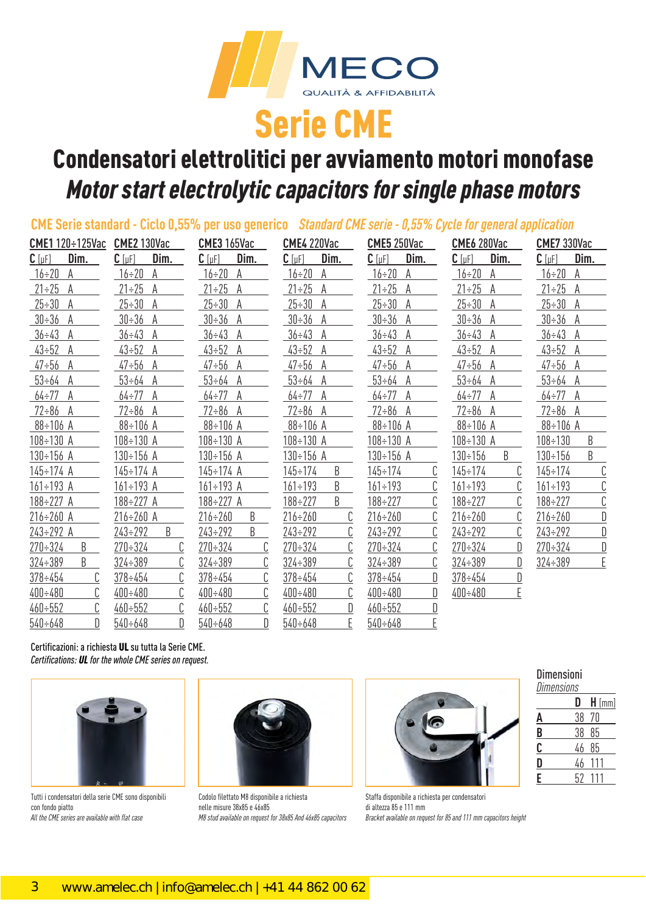MECO

QUALITÀ & AFFIDABILITÀ

# Serie CME

## Condensatori elettrolitici per avviamento motori monofase

## *Motor start electrolytic capacitors for single phase motors*

### CME Serie standard - Ciclo 0,55% per uso generico *Standard CME serie - 0,55% Cycle for general application*

| CME1 120÷125Vac C [μF] | Dim. | CME2 130Vac C [μF] | Dim. | CME3 165Vac C [μF] | Dim. | CME4 220Vac C [μF] | Dim. | CME5 250Vac C [μF] | Dim. | CME6 280Vac C [μF] | Dim. | CME7 330Vac C [μF] | Dim. |
|---|---|---|---|---|---|---|---|---|---|---|---|---|---|
| 16÷20 | A | 16÷20 | A | 16÷20 | A | 16÷20 | A | 16÷20 | A | 16÷20 | A | 16÷20 | A |
| 21÷25 | A | 21÷25 | A | 21÷25 | A | 21÷25 | A | 21÷25 | A | 21÷25 | A | 21÷25 | A |
| 25÷30 | A | 25÷30 | A | 25÷30 | A | 25÷30 | A | 25÷30 | A | 25÷30 | A | 25÷30 | A |
| 30÷36 | A | 30÷36 | A | 30÷36 | A | 30÷36 | A | 30÷36 | A | 30÷36 | A | 30÷36 | A |
| 36÷43 | A | 36÷43 | A | 36÷43 | A | 36÷43 | A | 36÷43 | A | 36÷43 | A | 36÷43 | A |
| 43÷52 | A | 43÷52 | A | 43÷52 | A | 43÷52 | A | 43÷52 | A | 43÷52 | A | 43÷52 | A |
| 47÷56 | A | 47÷56 | A | 47÷56 | A | 47÷56 | A | 47÷56 | A | 47÷56 | A | 47÷56 | A |
| 53÷64 | A | 53÷64 | A | 53÷64 | A | 53÷64 | A | 53÷64 | A | 53÷64 | A | 53÷64 | A |
| 64÷77 | A | 64÷77 | A | 64÷77 | A | 64÷77 | A | 64÷77 | A | 64÷77 | A | 64÷77 | A |
| 72÷86 | A | 72÷86 | A | 72÷86 | A | 72÷86 | A | 72÷86 | A | 72÷86 | A | 72÷86 | A |
| 88÷106 | A | 88÷106 | A | 88÷106 | A | 88÷106 | A | 88÷106 | A | 88÷106 | A | 88÷106 | A |
| 108÷130 | A | 108÷130 | A | 108÷130 | A | 108÷130 | A | 108÷130 | A | 108÷130 | A | 108÷130 | B |
| 130÷156 | A | 130÷156 | A | 130÷156 | A | 130÷156 | A | 130÷156 | A | 130÷156 | B | 130÷156 | B |
| 145÷174 | A | 145÷174 | A | 145÷174 | A | 145÷174 | B | 145÷174 | C | 145÷174 | C | 145÷174 | C |
| 161÷193 | A | 161÷193 | A | 161÷193 | A | 161÷193 | B | 161÷193 | C | 161÷193 | C | 161÷193 | C |
| 188÷227 | A | 188÷227 | A | 188÷227 | A | 188÷227 | B | 188÷227 | C | 188÷227 | C | 188÷227 | C |
| 216÷260 | A | 216÷260 | A | 216÷260 | B | 216÷260 | C | 216÷260 | C | 216÷260 | C | 216÷260 | D |
| 243÷292 | A | 243÷292 | B | 243÷292 | B | 243÷292 | C | 243÷292 | C | 243÷292 | C | 243÷292 | D |
| 270÷324 | B | 270÷324 | C | 270÷324 | C | 270÷324 | C | 270÷324 | C | 270÷324 | D | 270÷324 | D |
| 324÷389 | B | 324÷389 | C | 324÷389 | C | 324÷389 | C | 324÷389 | C | 324÷389 | D | 324÷389 | E |
| 378÷454 | C | 378÷454 | C | 378÷454 | C | 378÷454 | C | 378÷454 | D | 378÷454 | D | | |
| 400÷480 | C | 400÷480 | C | 400÷480 | C | 400÷480 | C | 400÷480 | D | 400÷480 | E | | |
| 460÷552 | C | 460÷552 | C | 460÷552 | C | 460÷552 | D | 460÷552 | D | | | | |
| 540÷648 | D | 540÷648 | D | 540÷648 | D | 540÷648 | E | 540÷648 | E | | | | |

Certificazioni: a richiesta **UL** su tutta la Serie CME.
*Certifications: **UL** for the whole CME series on request.*

Tutti i condensatori della serie CME sono disponibili con fondo piatto
*All the CME series are available with flat case*

Codolo filettato M8 disponibile a richiesta nelle misure 38x85 e 46x85
*M8 stud available on request for 38x85 And 46x85 capacitors*

Staffa disponibile a richiesta per condensatori di altezza 85 e 111 mm
*Bracket available on request for 85 and 111 mm capacitors height*

Dimensioni
*Dimensions*

| | D | H [mm] |
|---|---|---|
| **A** | 38 | 70 |
| **B** | 38 | 85 |
| **C** | 46 | 85 |
| **D** | 46 | 111 |
| **E** | 52 | 111 |

www.amelec.ch | info@amelec.ch | +41 44 862 00 62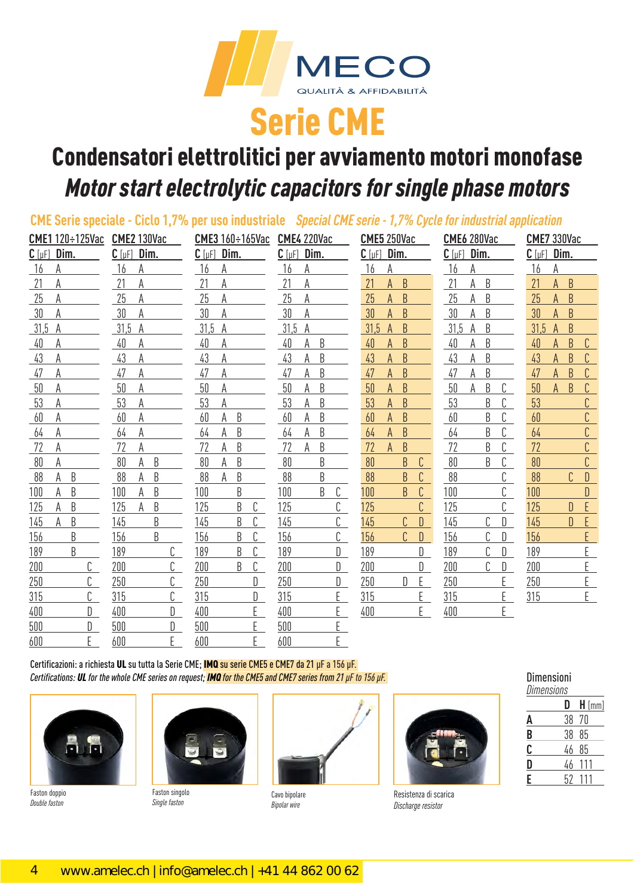MECO

QUALITÀ & AFFIDABILITÀ

# Serie CME

## Condensatori elettrolitici per avviamento motori monofase

## *Motor start electrolytic capacitors for single phase motors*

### CME Serie speciale - Ciclo 1,7% per uso industriale *Special CME serie - 1,7% Cycle for industrial application*

**CME1 120÷125Vac**

| C [μF] | Dim. |
|---|---|
| 16 | A |
| 21 | A |
| 25 | A |
| 30 | A |
| 31,5 | A |
| 40 | A |
| 43 | A |
| 47 | A |
| 50 | A |
| 53 | A |
| 60 | A |
| 64 | A |
| 72 | A |
| 80 | A |
| 88 | A B |
| 100 | A B |
| 125 | A B |
| 145 | A B |
| 156 | B |
| 189 | B |
| 200 | C |
| 250 | C |
| 315 | C |
| 400 | D |
| 500 | D |
| 600 | E |

**CME2 130Vac**

| C [μF] | Dim. |
|---|---|
| 16 | A |
| 21 | A |
| 25 | A |
| 30 | A |
| 31,5 | A |
| 40 | A |
| 43 | A |
| 47 | A |
| 50 | A |
| 53 | A |
| 60 | A |
| 64 | A |
| 72 | A |
| 80 | A B |
| 88 | A B |
| 100 | A B |
| 125 | A B |
| 145 | B |
| 156 | B |
| 189 | C |
| 200 | C |
| 250 | C |
| 315 | C |
| 400 | D |
| 500 | D |
| 600 | E |

**CME3 160÷165Vac**

| C [μF] | Dim. |
|---|---|
| 16 | A |
| 21 | A |
| 25 | A |
| 30 | A |
| 31,5 | A |
| 40 | A |
| 43 | A |
| 47 | A |
| 50 | A |
| 53 | A |
| 60 | A B |
| 64 | A B |
| 72 | A B |
| 80 | A B |
| 88 | A B |
| 100 | B |
| 125 | B C |
| 145 | B C |
| 156 | B C |
| 189 | B C |
| 200 | B C |
| 250 | D |
| 315 | D |
| 400 | E |
| 500 | E |
| 600 | E |

**CME4 220Vac**

| C [μF] | Dim. |
|---|---|
| 16 | A |
| 21 | A |
| 25 | A |
| 30 | A |
| 31,5 | A |
| 40 | A B |
| 43 | A B |
| 47 | A B |
| 50 | A B |
| 53 | A B |
| 60 | A B |
| 64 | A B |
| 72 | A B |
| 80 | B |
| 88 | B |
| 100 | B C |
| 125 | C |
| 145 | C |
| 156 | C |
| 189 | D |
| 200 | D |
| 250 | D |
| 315 | E |
| 400 | E |
| 500 | E |
| 600 | E |

**CME5 250Vac**

| C [μF] | Dim. |
|---|---|
| 16 | A |
| 21 | A B |
| 25 | A B |
| 30 | A B |
| 31,5 | A B |
| 40 | A B |
| 43 | A B |
| 47 | A B |
| 50 | A B |
| 53 | A B |
| 60 | A B |
| 64 | A B |
| 72 | A B |
| 80 | B C |
| 88 | B C |
| 100 | B C |
| 125 | C |
| 145 | C D |
| 156 | C D |
| 189 | D |
| 200 | D |
| 250 | D E |
| 315 | E |
| 400 | E |

**CME6 280Vac**

| C [μF] | Dim. |
|---|---|
| 16 | A |
| 21 | A B |
| 25 | A B |
| 30 | A B |
| 31,5 | A B |
| 40 | A B |
| 43 | A B |
| 47 | A B |
| 50 | A B C |
| 53 | B C |
| 60 | B C |
| 64 | B C |
| 72 | B C |
| 80 | B C |
| 88 | C |
| 100 | C |
| 125 | C |
| 145 | C D |
| 156 | C D |
| 189 | C D |
| 200 | C D |
| 250 | E |
| 315 | E |
| 400 | E |

**CME7 330Vac**

| C [μF] | Dim. |
|---|---|
| 16 | A |
| 21 | A B |
| 25 | A B |
| 30 | A B |
| 31,5 | A B |
| 40 | A B C |
| 43 | A B C |
| 47 | A B C |
| 50 | A B C |
| 53 | C |
| 60 | C |
| 64 | C |
| 72 | C |
| 80 | C |
| 88 | C D |
| 100 | D |
| 125 | D E |
| 145 | D E |
| 156 | E |
| 189 | E |
| 200 | E |
| 250 | E |
| 315 | E |

Certificazioni: a richiesta **UL** su tutta la Serie CME; **IMQ** su serie CME5 e CME7 da 21 μF a 156 μF.
*Certifications: **UL** for the whole CME series on request; **IMQ** for the CME5 and CME7 series from 21 μF to 156 μF.*

Faston doppio
*Double faston*

Faston singolo
*Single faston*

Cavo bipolare
*Bipolar wire*

Resistenza di scarica
*Discharge resistor*

**Dimensioni**
*Dimensions*

| | D | H [mm] |
|---|---|---|
| **A** | 38 | 70 |
| **B** | 38 | 85 |
| **C** | 46 | 85 |
| **D** | 46 | 111 |
| **E** | 52 | 111 |

www.amelec.ch | info@amelec.ch | +41 44 862 00 62